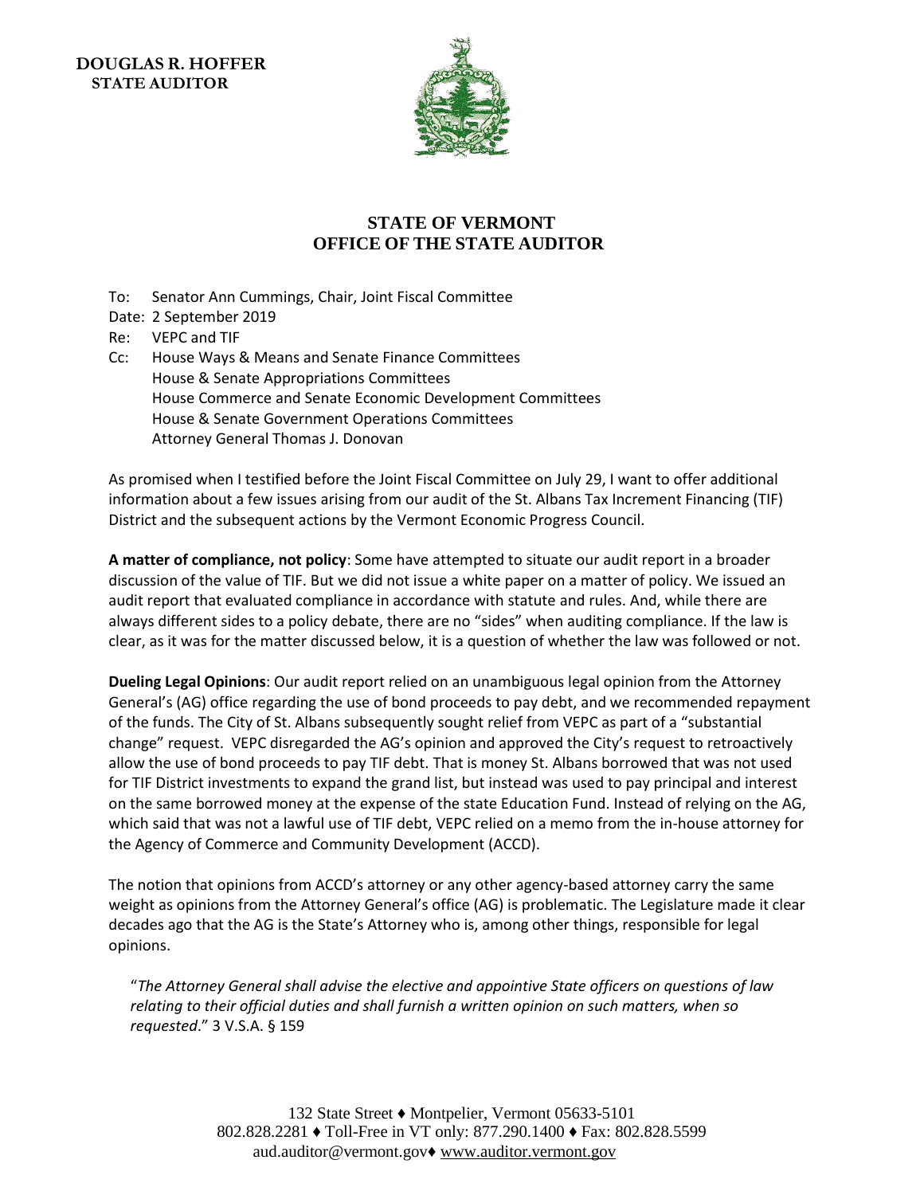**DOUGLAS R. HOFFER**
**STATE AUDITOR**

# STATE OF VERMONT
# OFFICE OF THE STATE AUDITOR

To: Senator Ann Cummings, Chair, Joint Fiscal Committee
Date: 2 September 2019
Re: VEPC and TIF
Cc: House Ways & Means and Senate Finance Committees
House & Senate Appropriations Committees
House Commerce and Senate Economic Development Committees
House & Senate Government Operations Committees
Attorney General Thomas J. Donovan

As promised when I testified before the Joint Fiscal Committee on July 29, I want to offer additional information about a few issues arising from our audit of the St. Albans Tax Increment Financing (TIF) District and the subsequent actions by the Vermont Economic Progress Council.

**A matter of compliance, not policy**: Some have attempted to situate our audit report in a broader discussion of the value of TIF. But we did not issue a white paper on a matter of policy. We issued an audit report that evaluated compliance in accordance with statute and rules. And, while there are always different sides to a policy debate, there are no "sides" when auditing compliance. If the law is clear, as it was for the matter discussed below, it is a question of whether the law was followed or not.

**Dueling Legal Opinions**: Our audit report relied on an unambiguous legal opinion from the Attorney General's (AG) office regarding the use of bond proceeds to pay debt, and we recommended repayment of the funds. The City of St. Albans subsequently sought relief from VEPC as part of a "substantial change" request. VEPC disregarded the AG's opinion and approved the City's request to retroactively allow the use of bond proceeds to pay TIF debt. That is money St. Albans borrowed that was not used for TIF District investments to expand the grand list, but instead was used to pay principal and interest on the same borrowed money at the expense of the state Education Fund. Instead of relying on the AG, which said that was not a lawful use of TIF debt, VEPC relied on a memo from the in-house attorney for the Agency of Commerce and Community Development (ACCD).

The notion that opinions from ACCD's attorney or any other agency-based attorney carry the same weight as opinions from the Attorney General's office (AG) is problematic. The Legislature made it clear decades ago that the AG is the State's Attorney who is, among other things, responsible for legal opinions.

> "*The Attorney General shall advise the elective and appointive State officers on questions of law relating to their official duties and shall furnish a written opinion on such matters, when so requested.*" 3 V.S.A. § 159

132 State Street ♦ Montpelier, Vermont 05633-5101
802.828.2281 ♦ Toll-Free in VT only: 877.290.1400 ♦ Fax: 802.828.5599
aud.auditor@vermont.gov♦ www.auditor.vermont.gov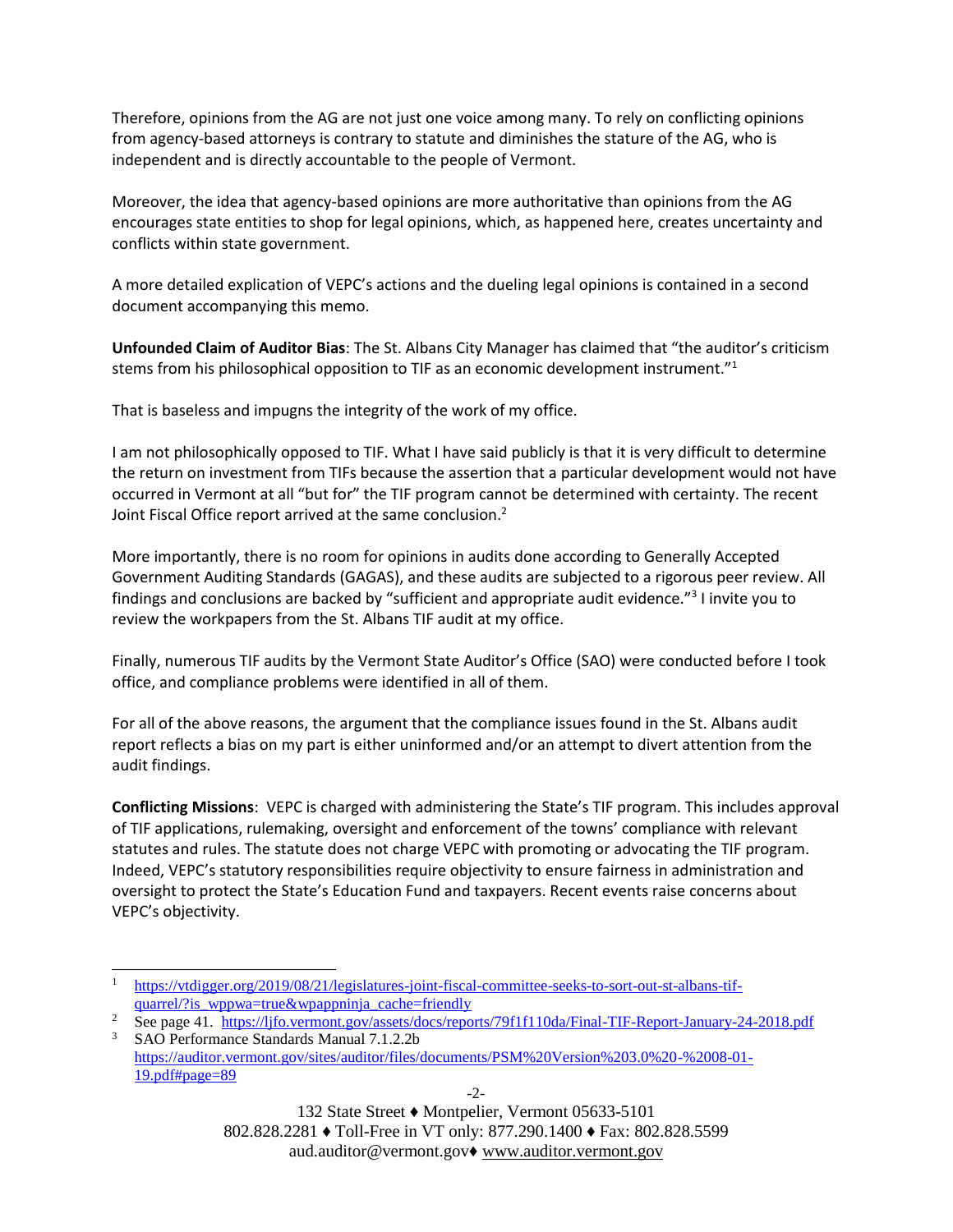Therefore, opinions from the AG are not just one voice among many. To rely on conflicting opinions from agency-based attorneys is contrary to statute and diminishes the stature of the AG, who is independent and is directly accountable to the people of Vermont.

Moreover, the idea that agency-based opinions are more authoritative than opinions from the AG encourages state entities to shop for legal opinions, which, as happened here, creates uncertainty and conflicts within state government.

A more detailed explication of VEPC's actions and the dueling legal opinions is contained in a second document accompanying this memo.

**Unfounded Claim of Auditor Bias**: The St. Albans City Manager has claimed that "the auditor's criticism stems from his philosophical opposition to TIF as an economic development instrument."[1]

That is baseless and impugns the integrity of the work of my office.

I am not philosophically opposed to TIF. What I have said publicly is that it is very difficult to determine the return on investment from TIFs because the assertion that a particular development would not have occurred in Vermont at all "but for" the TIF program cannot be determined with certainty. The recent Joint Fiscal Office report arrived at the same conclusion.[2]

More importantly, there is no room for opinions in audits done according to Generally Accepted Government Auditing Standards (GAGAS), and these audits are subjected to a rigorous peer review. All findings and conclusions are backed by "sufficient and appropriate audit evidence."[3] I invite you to review the workpapers from the St. Albans TIF audit at my office.

Finally, numerous TIF audits by the Vermont State Auditor's Office (SAO) were conducted before I took office, and compliance problems were identified in all of them.

For all of the above reasons, the argument that the compliance issues found in the St. Albans audit report reflects a bias on my part is either uninformed and/or an attempt to divert attention from the audit findings.

**Conflicting Missions**: VEPC is charged with administering the State's TIF program. This includes approval of TIF applications, rulemaking, oversight and enforcement of the towns' compliance with relevant statutes and rules. The statute does not charge VEPC with promoting or advocating the TIF program. Indeed, VEPC's statutory responsibilities require objectivity to ensure fairness in administration and oversight to protect the State's Education Fund and taxpayers. Recent events raise concerns about VEPC's objectivity.

---

[1] https://vtdigger.org/2019/08/21/legislatures-joint-fiscal-committee-seeks-to-sort-out-st-albans-tif-quarrel/?is_wppwa=true&wpappninja_cache=friendly

[2] See page 41. https://ljfo.vermont.gov/assets/docs/reports/79f1f110da/Final-TIF-Report-January-24-2018.pdf

[3] SAO Performance Standards Manual 7.1.2.2b https://auditor.vermont.gov/sites/auditor/files/documents/PSM%20Version%203.0%20-%2008-01-19.pdf#page=89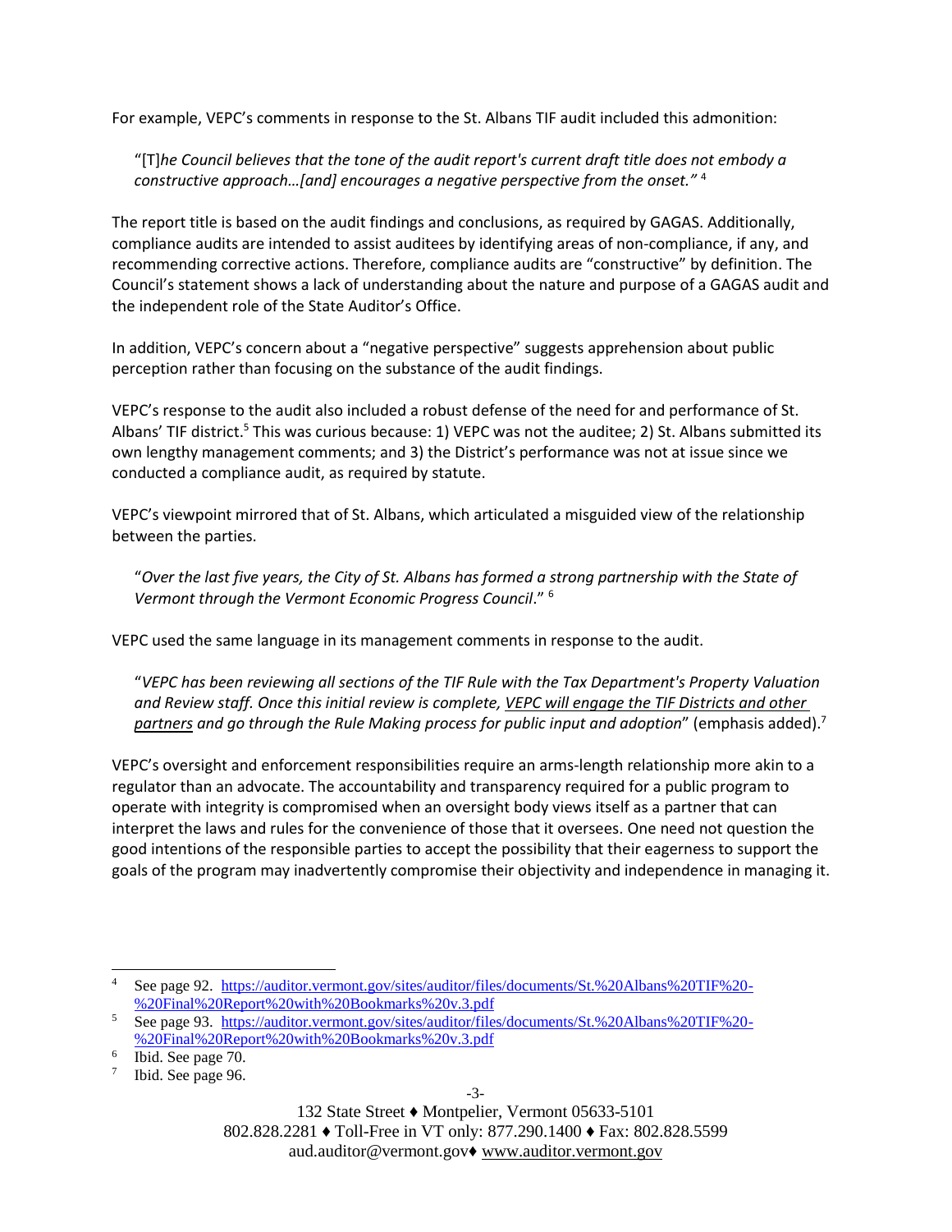For example, VEPC's comments in response to the St. Albans TIF audit included this admonition:

> "[T]*he Council believes that the tone of the audit report's current draft title does not embody a constructive approach…[and] encourages a negative perspective from the onset."*[4]

The report title is based on the audit findings and conclusions, as required by GAGAS. Additionally, compliance audits are intended to assist auditees by identifying areas of non-compliance, if any, and recommending corrective actions. Therefore, compliance audits are "constructive" by definition. The Council's statement shows a lack of understanding about the nature and purpose of a GAGAS audit and the independent role of the State Auditor's Office.

In addition, VEPC's concern about a "negative perspective" suggests apprehension about public perception rather than focusing on the substance of the audit findings.

VEPC's response to the audit also included a robust defense of the need for and performance of St. Albans' TIF district.[5] This was curious because: 1) VEPC was not the auditee; 2) St. Albans submitted its own lengthy management comments; and 3) the District's performance was not at issue since we conducted a compliance audit, as required by statute.

VEPC's viewpoint mirrored that of St. Albans, which articulated a misguided view of the relationship between the parties.

> "*Over the last five years, the City of St. Albans has formed a strong partnership with the State of Vermont through the Vermont Economic Progress Council*."[6]

VEPC used the same language in its management comments in response to the audit.

> "*VEPC has been reviewing all sections of the TIF Rule with the Tax Department's Property Valuation and Review staff. Once this initial review is complete, <u>VEPC will engage the TIF Districts and other partners</u> and go through the Rule Making process for public input and adoption*" (emphasis added).[7]

VEPC's oversight and enforcement responsibilities require an arms-length relationship more akin to a regulator than an advocate. The accountability and transparency required for a public program to operate with integrity is compromised when an oversight body views itself as a partner that can interpret the laws and rules for the convenience of those that it oversees. One need not question the good intentions of the responsible parties to accept the possibility that their eagerness to support the goals of the program may inadvertently compromise their objectivity and independence in managing it.

---

[4] See page 92. https://auditor.vermont.gov/sites/auditor/files/documents/St.%20Albans%20TIF%20-%20Final%20Report%20with%20Bookmarks%20v.3.pdf

[5] See page 93. https://auditor.vermont.gov/sites/auditor/files/documents/St.%20Albans%20TIF%20-%20Final%20Report%20with%20Bookmarks%20v.3.pdf

[6] Ibid. See page 70.

[7] Ibid. See page 96.

132 State Street ♦ Montpelier, Vermont 05633-5101
802.828.2281 ♦ Toll-Free in VT only: 877.290.1400 ♦ Fax: 802.828.5599
aud.auditor@vermont.gov♦ www.auditor.vermont.gov